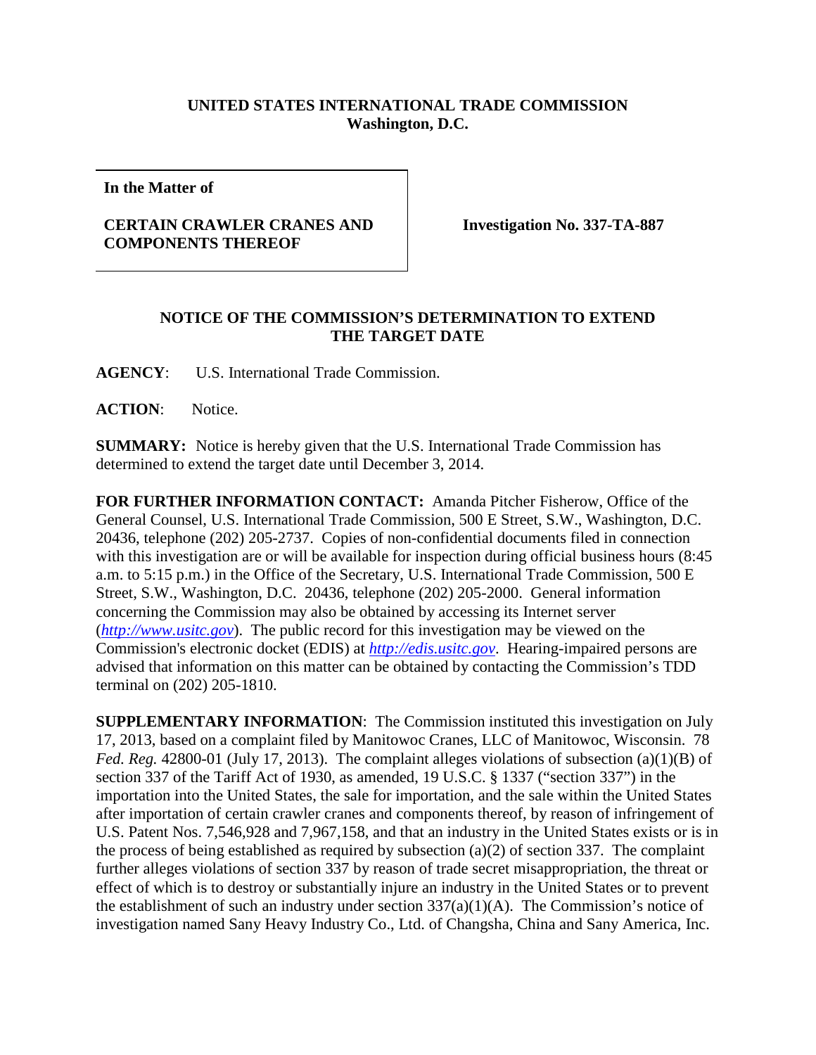**UNITED STATES INTERNATIONAL TRADE COMMISSION**
**Washington, D.C.**

| **In the Matter of** **CERTAIN CRAWLER CRANES AND COMPONENTS THEREOF** | **Investigation No. 337-TA-887** |
|---|---|

**NOTICE OF THE COMMISSION'S DETERMINATION TO EXTEND THE TARGET DATE**

**AGENCY**: U.S. International Trade Commission.

**ACTION**: Notice.

**SUMMARY:** Notice is hereby given that the U.S. International Trade Commission has determined to extend the target date until December 3, 2014.

**FOR FURTHER INFORMATION CONTACT:** Amanda Pitcher Fisherow, Office of the General Counsel, U.S. International Trade Commission, 500 E Street, S.W., Washington, D.C. 20436, telephone (202) 205-2737. Copies of non-confidential documents filed in connection with this investigation are or will be available for inspection during official business hours (8:45 a.m. to 5:15 p.m.) in the Office of the Secretary, U.S. International Trade Commission, 500 E Street, S.W., Washington, D.C. 20436, telephone (202) 205-2000. General information concerning the Commission may also be obtained by accessing its Internet server (*http://www.usitc.gov*). The public record for this investigation may be viewed on the Commission's electronic docket (EDIS) at *http://edis.usitc.gov*. Hearing-impaired persons are advised that information on this matter can be obtained by contacting the Commission's TDD terminal on (202) 205-1810.

**SUPPLEMENTARY INFORMATION**: The Commission instituted this investigation on July 17, 2013, based on a complaint filed by Manitowoc Cranes, LLC of Manitowoc, Wisconsin. 78 *Fed. Reg.* 42800-01 (July 17, 2013). The complaint alleges violations of subsection (a)(1)(B) of section 337 of the Tariff Act of 1930, as amended, 19 U.S.C. § 1337 ("section 337") in the importation into the United States, the sale for importation, and the sale within the United States after importation of certain crawler cranes and components thereof, by reason of infringement of U.S. Patent Nos. 7,546,928 and 7,967,158, and that an industry in the United States exists or is in the process of being established as required by subsection (a)(2) of section 337. The complaint further alleges violations of section 337 by reason of trade secret misappropriation, the threat or effect of which is to destroy or substantially injure an industry in the United States or to prevent the establishment of such an industry under section 337(a)(1)(A). The Commission's notice of investigation named Sany Heavy Industry Co., Ltd. of Changsha, China and Sany America, Inc.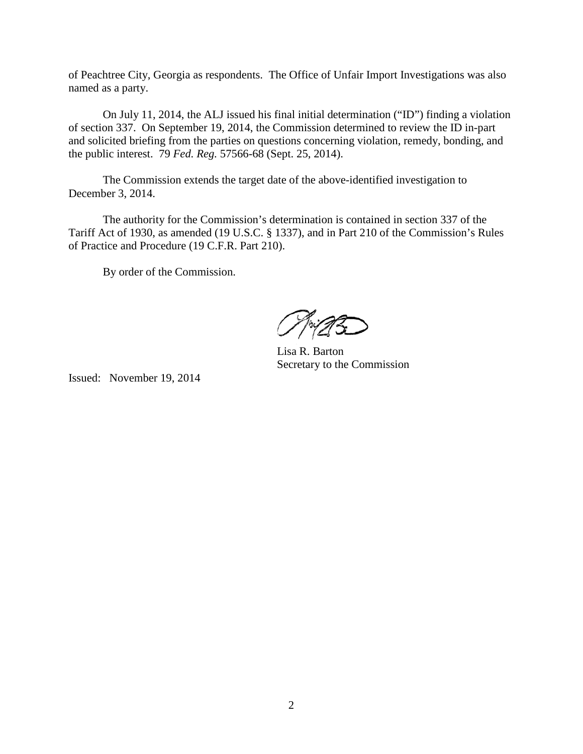of Peachtree City, Georgia as respondents. The Office of Unfair Import Investigations was also named as a party.

On July 11, 2014, the ALJ issued his final initial determination ("ID") finding a violation of section 337. On September 19, 2014, the Commission determined to review the ID in-part and solicited briefing from the parties on questions concerning violation, remedy, bonding, and the public interest. 79 *Fed. Reg.* 57566-68 (Sept. 25, 2014).

The Commission extends the target date of the above-identified investigation to December 3, 2014.

The authority for the Commission's determination is contained in section 337 of the Tariff Act of 1930, as amended (19 U.S.C. § 1337), and in Part 210 of the Commission's Rules of Practice and Procedure (19 C.F.R. Part 210).

By order of the Commission.

Lisa R. Barton
Secretary to the Commission

Issued: November 19, 2014